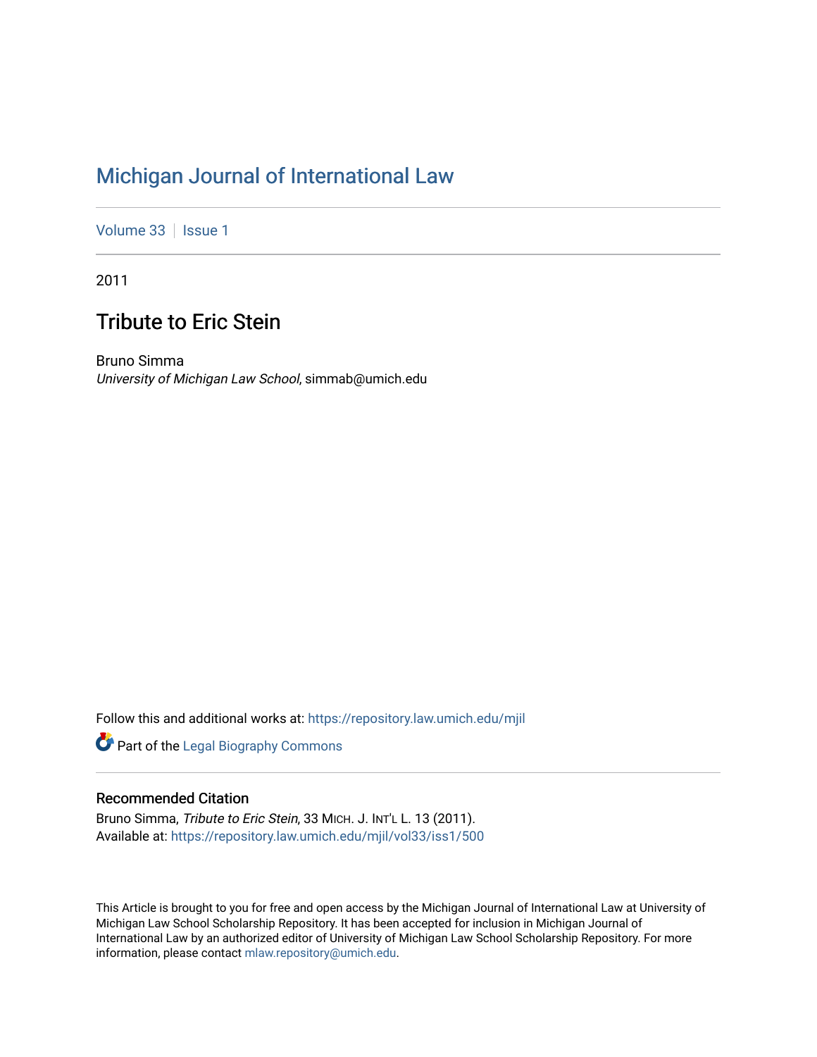# Michigan Journal of International Law

Volume 33 | Issue 1

2011

## Tribute to Eric Stein

Bruno Simma
*University of Michigan Law School*, simmab@umich.edu

Follow this and additional works at: https://repository.law.umich.edu/mjil

Part of the Legal Biography Commons

### Recommended Citation

Bruno Simma, *Tribute to Eric Stein*, 33 MICH. J. INT'L L. 13 (2011).
Available at: https://repository.law.umich.edu/mjil/vol33/iss1/500

This Article is brought to you for free and open access by the Michigan Journal of International Law at University of Michigan Law School Scholarship Repository. It has been accepted for inclusion in Michigan Journal of International Law by an authorized editor of University of Michigan Law School Scholarship Repository. For more information, please contact mlaw.repository@umich.edu.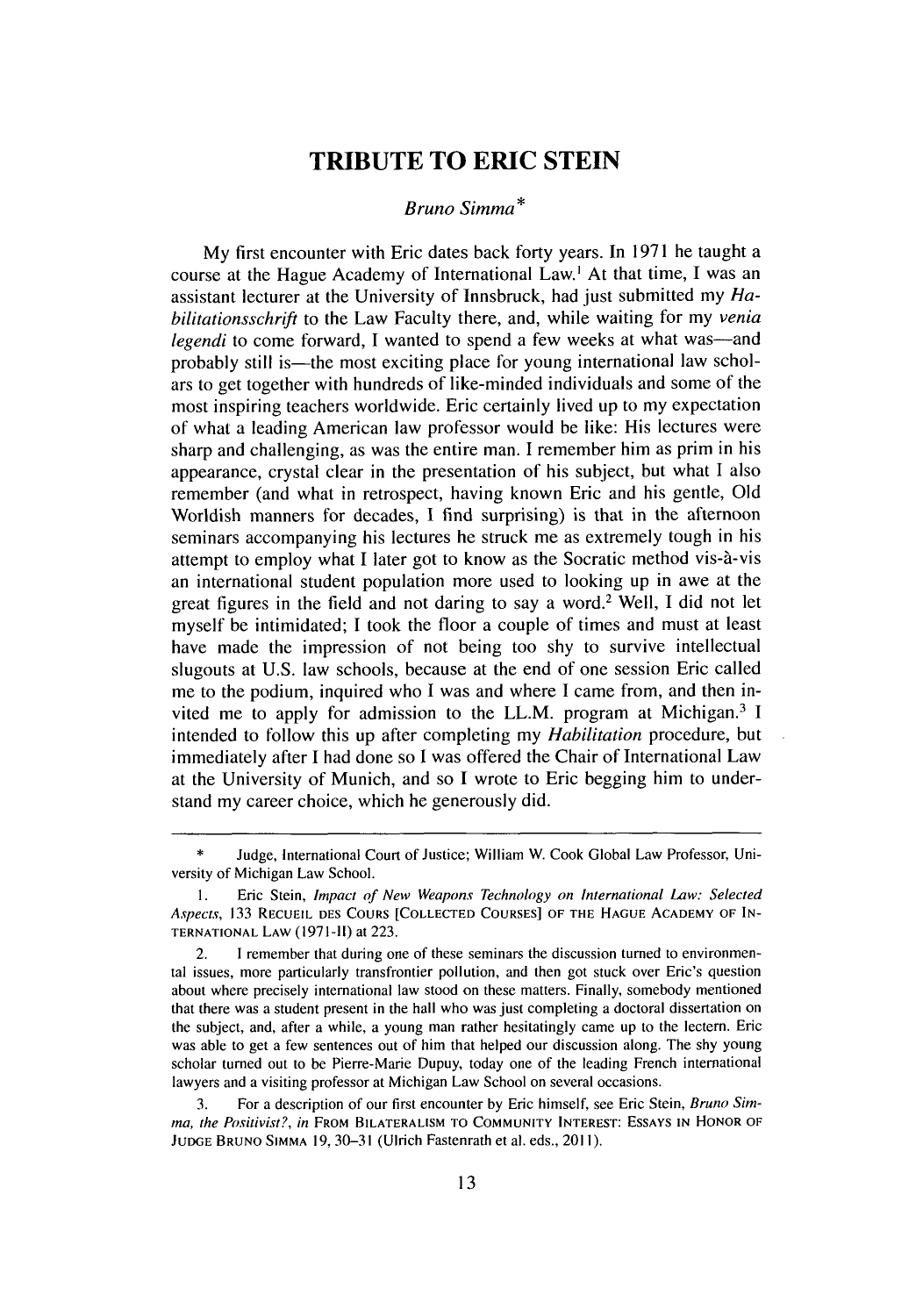# TRIBUTE TO ERIC STEIN

*Bruno Simma**

My first encounter with Eric dates back forty years. In 1971 he taught a course at the Hague Academy of International Law.[1] At that time, I was an assistant lecturer at the University of Innsbruck, had just submitted my *Habilitationsschrift* to the Law Faculty there, and, while waiting for my *venia legendi* to come forward, I wanted to spend a few weeks at what was—and probably still is—the most exciting place for young international law scholars to get together with hundreds of like-minded individuals and some of the most inspiring teachers worldwide. Eric certainly lived up to my expectation of what a leading American law professor would be like: His lectures were sharp and challenging, as was the entire man. I remember him as prim in his appearance, crystal clear in the presentation of his subject, but what I also remember (and what in retrospect, having known Eric and his gentle, Old Worldish manners for decades, I find surprising) is that in the afternoon seminars accompanying his lectures he struck me as extremely tough in his attempt to employ what I later got to know as the Socratic method vis-à-vis an international student population more used to looking up in awe at the great figures in the field and not daring to say a word.[2] Well, I did not let myself be intimidated; I took the floor a couple of times and must at least have made the impression of not being too shy to survive intellectual slugouts at U.S. law schools, because at the end of one session Eric called me to the podium, inquired who I was and where I came from, and then invited me to apply for admission to the LL.M. program at Michigan.[3] I intended to follow this up after completing my *Habilitation* procedure, but immediately after I had done so I was offered the Chair of International Law at the University of Munich, and so I wrote to Eric begging him to understand my career choice, which he generously did.

---

\* Judge, International Court of Justice; William W. Cook Global Law Professor, University of Michigan Law School.

1. Eric Stein, *Impact of New Weapons Technology on International Law: Selected Aspects*, 133 RECUEIL DES COURS [COLLECTED COURSES] OF THE HAGUE ACADEMY OF INTERNATIONAL LAW (1971-II) at 223.

2. I remember that during one of these seminars the discussion turned to environmental issues, more particularly transfrontier pollution, and then got stuck over Eric's question about where precisely international law stood on these matters. Finally, somebody mentioned that there was a student present in the hall who was just completing a doctoral dissertation on the subject, and, after a while, a young man rather hesitatingly came up to the lectern. Eric was able to get a few sentences out of him that helped our discussion along. The shy young scholar turned out to be Pierre-Marie Dupuy, today one of the leading French international lawyers and a visiting professor at Michigan Law School on several occasions.

3. For a description of our first encounter by Eric himself, see Eric Stein, *Bruno Simma, the Positivist?*, *in* FROM BILATERALISM TO COMMUNITY INTEREST: ESSAYS IN HONOR OF JUDGE BRUNO SIMMA 19, 30–31 (Ulrich Fastenrath et al. eds., 2011).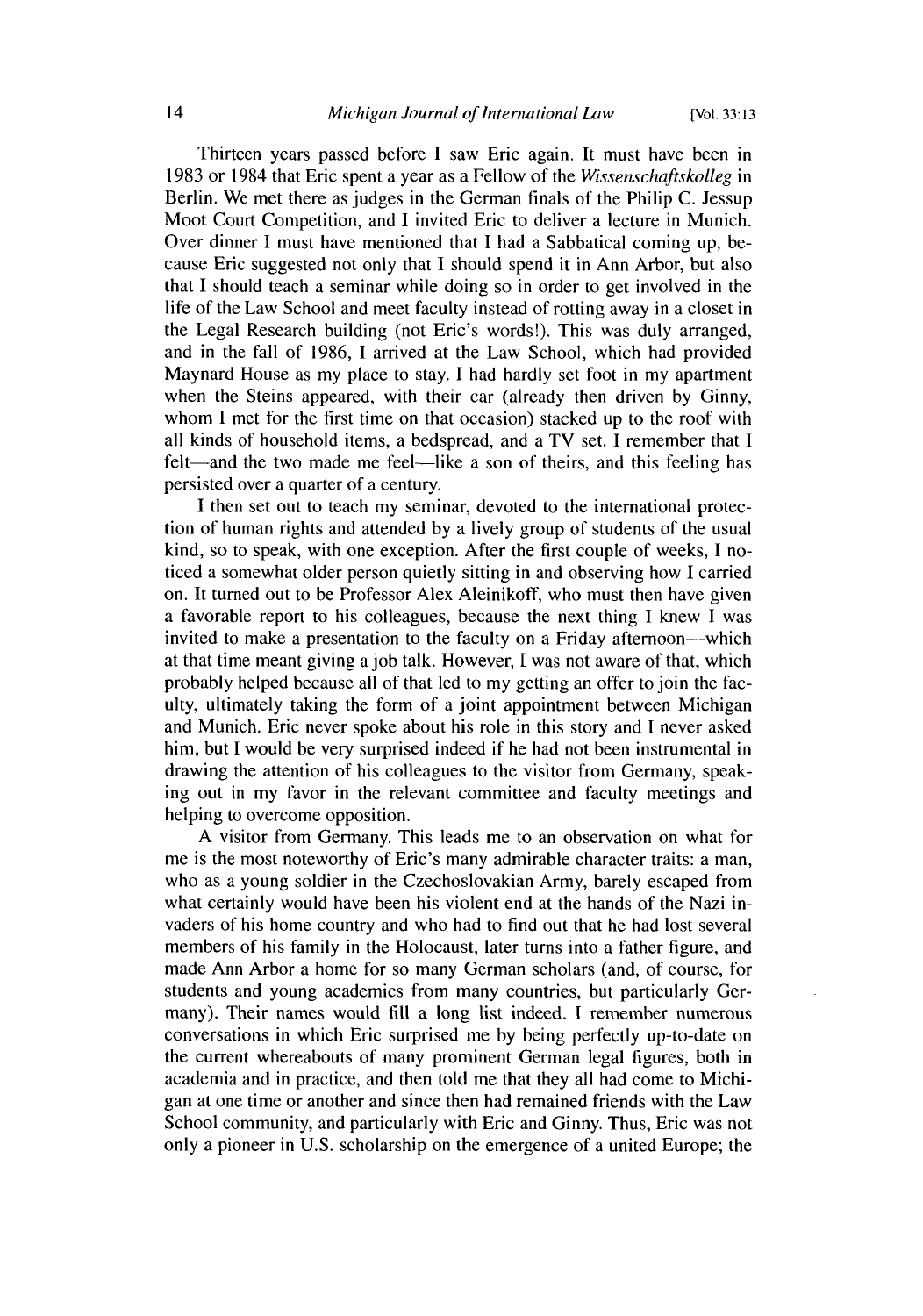Thirteen years passed before I saw Eric again. It must have been in 1983 or 1984 that Eric spent a year as a Fellow of the *Wissenschaftskolleg* in Berlin. We met there as judges in the German finals of the Philip C. Jessup Moot Court Competition, and I invited Eric to deliver a lecture in Munich. Over dinner I must have mentioned that I had a Sabbatical coming up, because Eric suggested not only that I should spend it in Ann Arbor, but also that I should teach a seminar while doing so in order to get involved in the life of the Law School and meet faculty instead of rotting away in a closet in the Legal Research building (not Eric's words!). This was duly arranged, and in the fall of 1986, I arrived at the Law School, which had provided Maynard House as my place to stay. I had hardly set foot in my apartment when the Steins appeared, with their car (already then driven by Ginny, whom I met for the first time on that occasion) stacked up to the roof with all kinds of household items, a bedspread, and a TV set. I remember that I felt—and the two made me feel—like a son of theirs, and this feeling has persisted over a quarter of a century.

I then set out to teach my seminar, devoted to the international protection of human rights and attended by a lively group of students of the usual kind, so to speak, with one exception. After the first couple of weeks, I noticed a somewhat older person quietly sitting in and observing how I carried on. It turned out to be Professor Alex Aleinikoff, who must then have given a favorable report to his colleagues, because the next thing I knew I was invited to make a presentation to the faculty on a Friday afternoon—which at that time meant giving a job talk. However, I was not aware of that, which probably helped because all of that led to my getting an offer to join the faculty, ultimately taking the form of a joint appointment between Michigan and Munich. Eric never spoke about his role in this story and I never asked him, but I would be very surprised indeed if he had not been instrumental in drawing the attention of his colleagues to the visitor from Germany, speaking out in my favor in the relevant committee and faculty meetings and helping to overcome opposition.

A visitor from Germany. This leads me to an observation on what for me is the most noteworthy of Eric's many admirable character traits: a man, who as a young soldier in the Czechoslovakian Army, barely escaped from what certainly would have been his violent end at the hands of the Nazi invaders of his home country and who had to find out that he had lost several members of his family in the Holocaust, later turns into a father figure, and made Ann Arbor a home for so many German scholars (and, of course, for students and young academics from many countries, but particularly Germany). Their names would fill a long list indeed. I remember numerous conversations in which Eric surprised me by being perfectly up-to-date on the current whereabouts of many prominent German legal figures, both in academia and in practice, and then told me that they all had come to Michigan at one time or another and since then had remained friends with the Law School community, and particularly with Eric and Ginny. Thus, Eric was not only a pioneer in U.S. scholarship on the emergence of a united Europe; the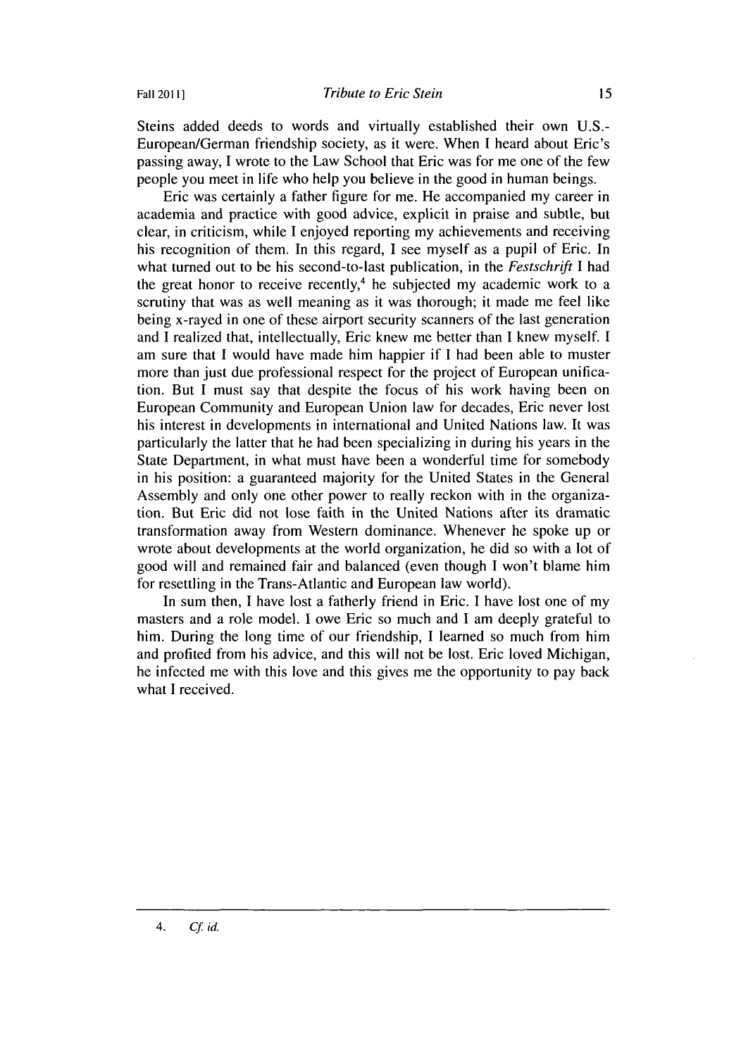Steins added deeds to words and virtually established their own U.S.-European/German friendship society, as it were. When I heard about Eric's passing away, I wrote to the Law School that Eric was for me one of the few people you meet in life who help you believe in the good in human beings.

Eric was certainly a father figure for me. He accompanied my career in academia and practice with good advice, explicit in praise and subtle, but clear, in criticism, while I enjoyed reporting my achievements and receiving his recognition of them. In this regard, I see myself as a pupil of Eric. In what turned out to be his second-to-last publication, in the *Festschrift* I had the great honor to receive recently,[4] he subjected my academic work to a scrutiny that was as well meaning as it was thorough; it made me feel like being x-rayed in one of these airport security scanners of the last generation and I realized that, intellectually, Eric knew me better than I knew myself. I am sure that I would have made him happier if I had been able to muster more than just due professional respect for the project of European unification. But I must say that despite the focus of his work having been on European Community and European Union law for decades, Eric never lost his interest in developments in international and United Nations law. It was particularly the latter that he had been specializing in during his years in the State Department, in what must have been a wonderful time for somebody in his position: a guaranteed majority for the United States in the General Assembly and only one other power to really reckon with in the organization. But Eric did not lose faith in the United Nations after its dramatic transformation away from Western dominance. Whenever he spoke up or wrote about developments at the world organization, he did so with a lot of good will and remained fair and balanced (even though I won't blame him for resettling in the Trans-Atlantic and European law world).

In sum then, I have lost a fatherly friend in Eric. I have lost one of my masters and a role model. I owe Eric so much and I am deeply grateful to him. During the long time of our friendship, I learned so much from him and profited from his advice, and this will not be lost. Eric loved Michigan, he infected me with this love and this gives me the opportunity to pay back what I received.

---

4. *Cf. id.*